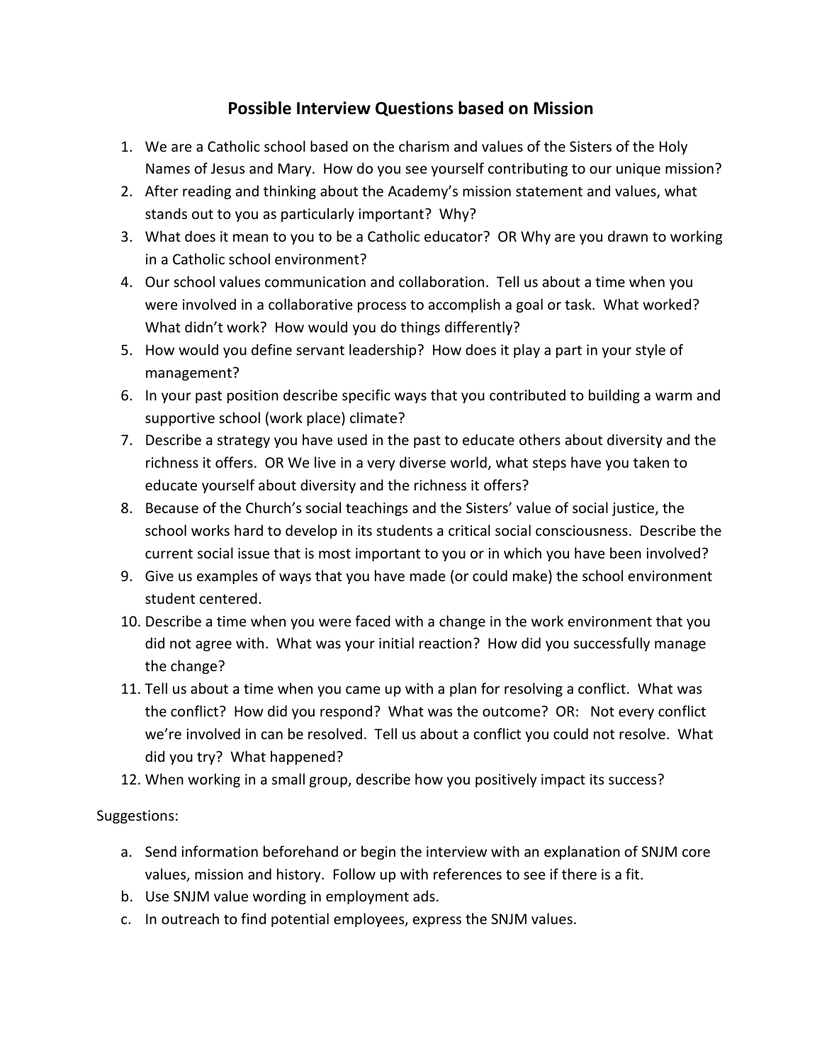## Possible Interview Questions based on Mission

1. We are a Catholic school based on the charism and values of the Sisters of the Holy Names of Jesus and Mary. How do you see yourself contributing to our unique mission?
2. After reading and thinking about the Academy's mission statement and values, what stands out to you as particularly important? Why?
3. What does it mean to you to be a Catholic educator? OR Why are you drawn to working in a Catholic school environment?
4. Our school values communication and collaboration. Tell us about a time when you were involved in a collaborative process to accomplish a goal or task. What worked? What didn't work? How would you do things differently?
5. How would you define servant leadership? How does it play a part in your style of management?
6. In your past position describe specific ways that you contributed to building a warm and supportive school (work place) climate?
7. Describe a strategy you have used in the past to educate others about diversity and the richness it offers. OR We live in a very diverse world, what steps have you taken to educate yourself about diversity and the richness it offers?
8. Because of the Church's social teachings and the Sisters' value of social justice, the school works hard to develop in its students a critical social consciousness. Describe the current social issue that is most important to you or in which you have been involved?
9. Give us examples of ways that you have made (or could make) the school environment student centered.
10. Describe a time when you were faced with a change in the work environment that you did not agree with. What was your initial reaction? How did you successfully manage the change?
11. Tell us about a time when you came up with a plan for resolving a conflict. What was the conflict? How did you respond? What was the outcome? OR: Not every conflict we're involved in can be resolved. Tell us about a conflict you could not resolve. What did you try? What happened?
12. When working in a small group, describe how you positively impact its success?

Suggestions:

a. Send information beforehand or begin the interview with an explanation of SNJM core values, mission and history. Follow up with references to see if there is a fit.
b. Use SNJM value wording in employment ads.
c. In outreach to find potential employees, express the SNJM values.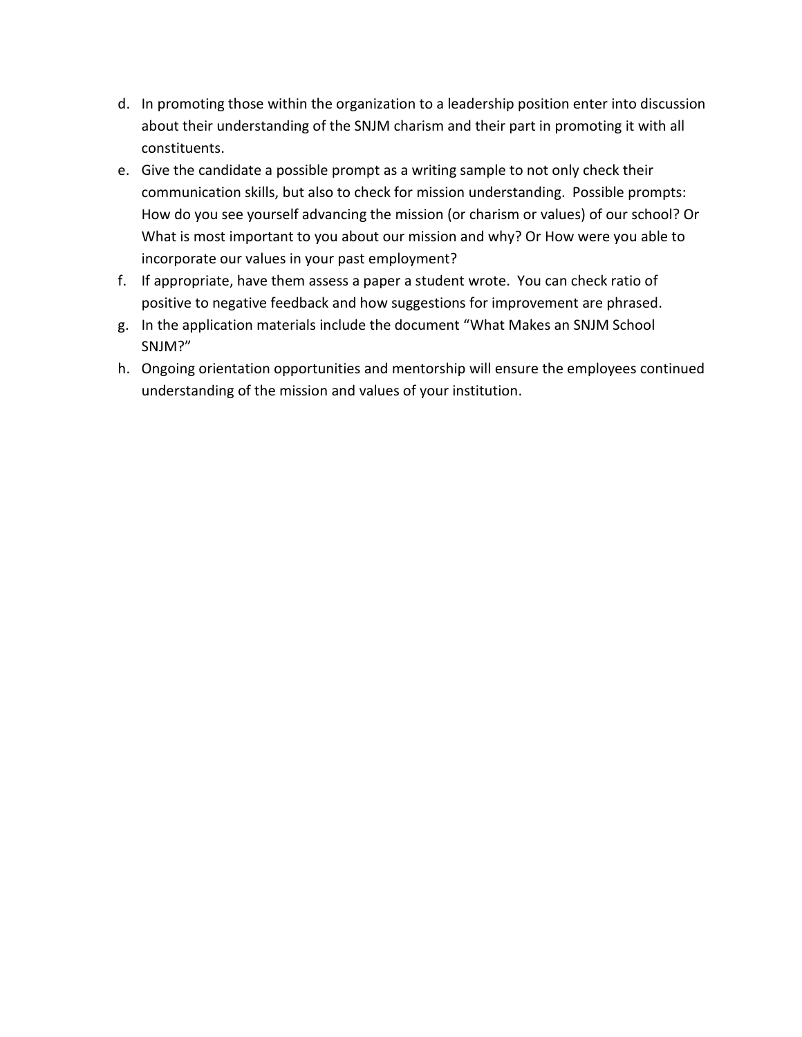d. In promoting those within the organization to a leadership position enter into discussion about their understanding of the SNJM charism and their part in promoting it with all constituents.
e. Give the candidate a possible prompt as a writing sample to not only check their communication skills, but also to check for mission understanding. Possible prompts: How do you see yourself advancing the mission (or charism or values) of our school? Or What is most important to you about our mission and why? Or How were you able to incorporate our values in your past employment?
f. If appropriate, have them assess a paper a student wrote. You can check ratio of positive to negative feedback and how suggestions for improvement are phrased.
g. In the application materials include the document "What Makes an SNJM School SNJM?"
h. Ongoing orientation opportunities and mentorship will ensure the employees continued understanding of the mission and values of your institution.